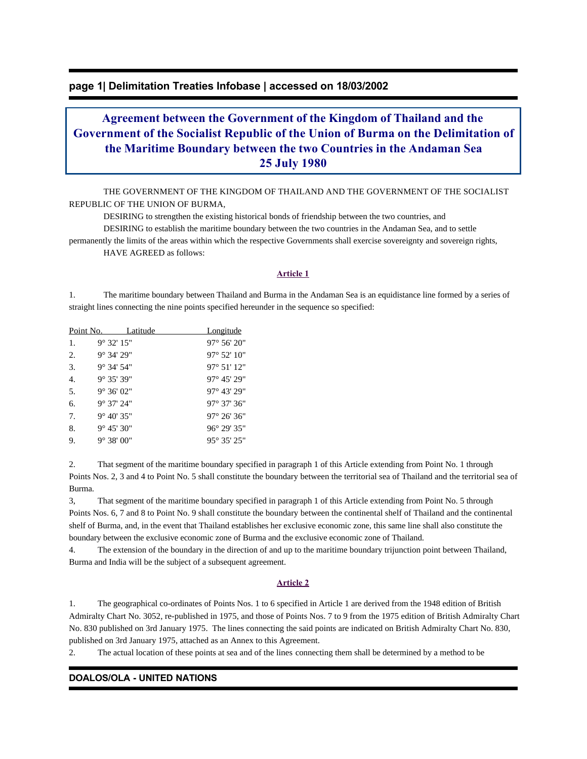# Agreement between the Government of the Kingdom of Thailand and the Government of the Socialist Republic of the Union of Burma on the Delimitation of the Maritime Boundary between the two Countries in the Andaman Sea
## 25 July 1980

THE GOVERNMENT OF THE KINGDOM OF THAILAND AND THE GOVERNMENT OF THE SOCIALIST REPUBLIC OF THE UNION OF BURMA,

DESIRING to strengthen the existing historical bonds of friendship between the two countries, and

DESIRING to establish the maritime boundary between the two countries in the Andaman Sea, and to settle permanently the limits of the areas within which the respective Governments shall exercise sovereignty and sovereign rights,

HAVE AGREED as follows:

### Article 1

1. The maritime boundary between Thailand and Burma in the Andaman Sea is an equidistance line formed by a series of straight lines connecting the nine points specified hereunder in the sequence so specified:

| Point No. | Latitude | Longitude |
|---|---|---|
| 1. | 9° 32' 15" | 97° 56' 20" |
| 2. | 9° 34' 29" | 97° 52' 10" |
| 3. | 9° 34' 54" | 97° 51' 12" |
| 4. | 9° 35' 39" | 97° 45' 29" |
| 5. | 9° 36' 02" | 97° 43' 29" |
| 6. | 9° 37' 24" | 97° 37' 36" |
| 7. | 9° 40' 35" | 97° 26' 36" |
| 8. | 9° 45' 30" | 96° 29' 35" |
| 9. | 9° 38' 00" | 95° 35' 25" |

2. That segment of the maritime boundary specified in paragraph 1 of this Article extending from Point No. 1 through Points Nos. 2, 3 and 4 to Point No. 5 shall constitute the boundary between the territorial sea of Thailand and the territorial sea of Burma.

3, That segment of the maritime boundary specified in paragraph 1 of this Article extending from Point No. 5 through Points Nos. 6, 7 and 8 to Point No. 9 shall constitute the boundary between the continental shelf of Thailand and the continental shelf of Burma, and, in the event that Thailand establishes her exclusive economic zone, this same line shall also constitute the boundary between the exclusive economic zone of Burma and the exclusive economic zone of Thailand.

4. The extension of the boundary in the direction of and up to the maritime boundary trijunction point between Thailand, Burma and India will be the subject of a subsequent agreement.

### Article 2

1. The geographical co-ordinates of Points Nos. 1 to 6 specified in Article 1 are derived from the 1948 edition of British Admiralty Chart No. 3052, re-published in 1975, and those of Points Nos. 7 to 9 from the 1975 edition of British Admiralty Chart No. 830 published on 3rd January 1975. The lines connecting the said points are indicated on British Admiralty Chart No. 830, published on 3rd January 1975, attached as an Annex to this Agreement.

2. The actual location of these points at sea and of the lines connecting them shall be determined by a method to be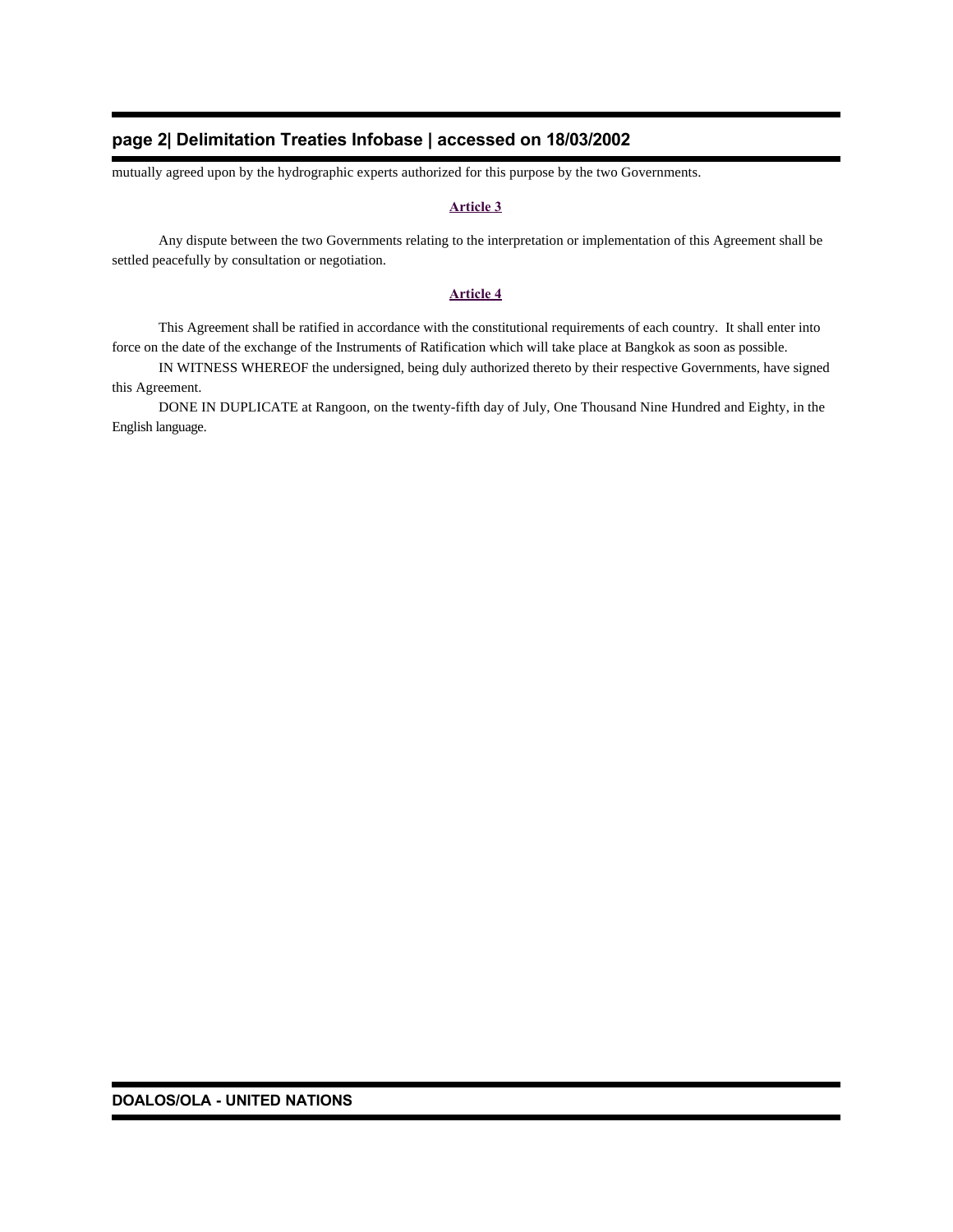mutually agreed upon by the hydrographic experts authorized for this purpose by the two Governments.

### Article 3

Any dispute between the two Governments relating to the interpretation or implementation of this Agreement shall be settled peacefully by consultation or negotiation.

### Article 4

This Agreement shall be ratified in accordance with the constitutional requirements of each country. It shall enter into force on the date of the exchange of the Instruments of Ratification which will take place at Bangkok as soon as possible.

IN WITNESS WHEREOF the undersigned, being duly authorized thereto by their respective Governments, have signed this Agreement.

DONE IN DUPLICATE at Rangoon, on the twenty-fifth day of July, One Thousand Nine Hundred and Eighty, in the English language.